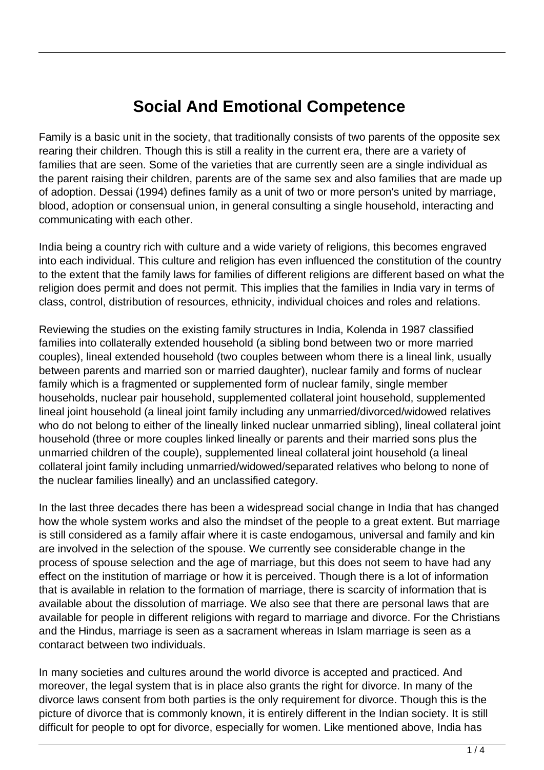# Social And Emotional Competence

Family is a basic unit in the society, that traditionally consists of two parents of the opposite sex rearing their children. Though this is still a reality in the current era, there are a variety of families that are seen. Some of the varieties that are currently seen are a single individual as the parent raising their children, parents are of the same sex and also families that are made up of adoption. Dessai (1994) defines family as a unit of two or more person's united by marriage, blood, adoption or consensual union, in general consulting a single household, interacting and communicating with each other.

India being a country rich with culture and a wide variety of religions, this becomes engraved into each individual. This culture and religion has even influenced the constitution of the country to the extent that the family laws for families of different religions are different based on what the religion does permit and does not permit. This implies that the families in India vary in terms of class, control, distribution of resources, ethnicity, individual choices and roles and relations.

Reviewing the studies on the existing family structures in India, Kolenda in 1987 classified families into collaterally extended household (a sibling bond between two or more married couples), lineal extended household (two couples between whom there is a lineal link, usually between parents and married son or married daughter), nuclear family and forms of nuclear family which is a fragmented or supplemented form of nuclear family, single member households, nuclear pair household, supplemented collateral joint household, supplemented lineal joint household (a lineal joint family including any unmarried/divorced/widowed relatives who do not belong to either of the lineally linked nuclear unmarried sibling), lineal collateral joint household (three or more couples linked lineally or parents and their married sons plus the unmarried children of the couple), supplemented lineal collateral joint household (a lineal collateral joint family including unmarried/widowed/separated relatives who belong to none of the nuclear families lineally) and an unclassified category.

In the last three decades there has been a widespread social change in India that has changed how the whole system works and also the mindset of the people to a great extent. But marriage is still considered as a family affair where it is caste endogamous, universal and family and kin are involved in the selection of the spouse. We currently see considerable change in the process of spouse selection and the age of marriage, but this does not seem to have had any effect on the institution of marriage or how it is perceived. Though there is a lot of information that is available in relation to the formation of marriage, there is scarcity of information that is available about the dissolution of marriage. We also see that there are personal laws that are available for people in different religions with regard to marriage and divorce. For the Christians and the Hindus, marriage is seen as a sacrament whereas in Islam marriage is seen as a contaract between two individuals.

In many societies and cultures around the world divorce is accepted and practiced. And moreover, the legal system that is in place also grants the right for divorce. In many of the divorce laws consent from both parties is the only requirement for divorce. Though this is the picture of divorce that is commonly known, it is entirely different in the Indian society. It is still difficult for people to opt for divorce, especially for women. Like mentioned above, India has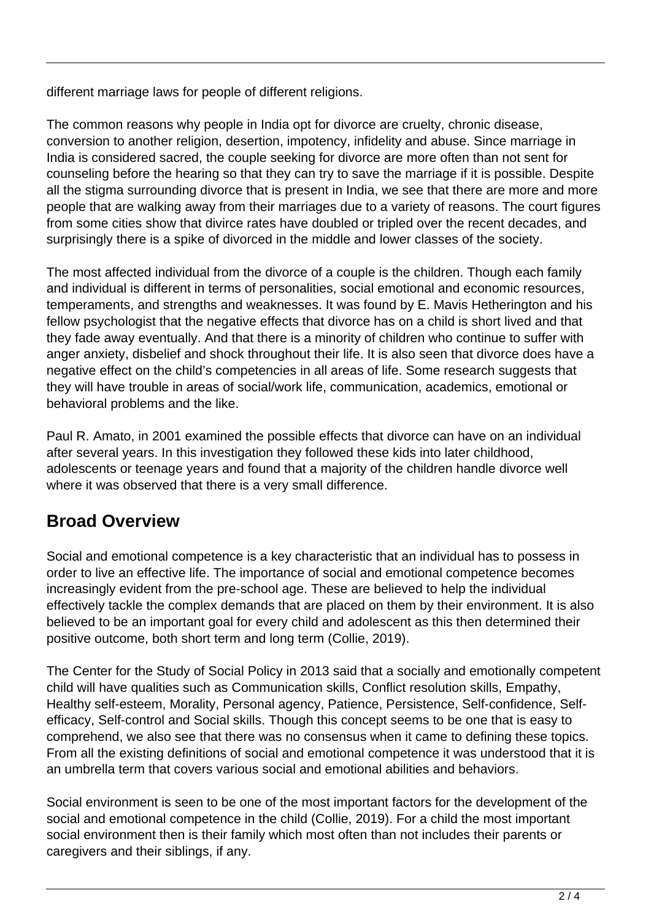different marriage laws for people of different religions.

The common reasons why people in India opt for divorce are cruelty, chronic disease, conversion to another religion, desertion, impotency, infidelity and abuse. Since marriage in India is considered sacred, the couple seeking for divorce are more often than not sent for counseling before the hearing so that they can try to save the marriage if it is possible. Despite all the stigma surrounding divorce that is present in India, we see that there are more and more people that are walking away from their marriages due to a variety of reasons. The court figures from some cities show that divirce rates have doubled or tripled over the recent decades, and surprisingly there is a spike of divorced in the middle and lower classes of the society.

The most affected individual from the divorce of a couple is the children. Though each family and individual is different in terms of personalities, social emotional and economic resources, temperaments, and strengths and weaknesses. It was found by E. Mavis Hetherington and his fellow psychologist that the negative effects that divorce has on a child is short lived and that they fade away eventually. And that there is a minority of children who continue to suffer with anger anxiety, disbelief and shock throughout their life. It is also seen that divorce does have a negative effect on the child's competencies in all areas of life. Some research suggests that they will have trouble in areas of social/work life, communication, academics, emotional or behavioral problems and the like.

Paul R. Amato, in 2001 examined the possible effects that divorce can have on an individual after several years. In this investigation they followed these kids into later childhood, adolescents or teenage years and found that a majority of the children handle divorce well where it was observed that there is a very small difference.

## Broad Overview

Social and emotional competence is a key characteristic that an individual has to possess in order to live an effective life. The importance of social and emotional competence becomes increasingly evident from the pre-school age. These are believed to help the individual effectively tackle the complex demands that are placed on them by their environment. It is also believed to be an important goal for every child and adolescent as this then determined their positive outcome, both short term and long term (Collie, 2019).

The Center for the Study of Social Policy in 2013 said that a socially and emotionally competent child will have qualities such as Communication skills, Conflict resolution skills, Empathy, Healthy self-esteem, Morality, Personal agency, Patience, Persistence, Self-confidence, Self-efficacy, Self-control and Social skills. Though this concept seems to be one that is easy to comprehend, we also see that there was no consensus when it came to defining these topics. From all the existing definitions of social and emotional competence it was understood that it is an umbrella term that covers various social and emotional abilities and behaviors.

Social environment is seen to be one of the most important factors for the development of the social and emotional competence in the child (Collie, 2019). For a child the most important social environment then is their family which most often than not includes their parents or caregivers and their siblings, if any.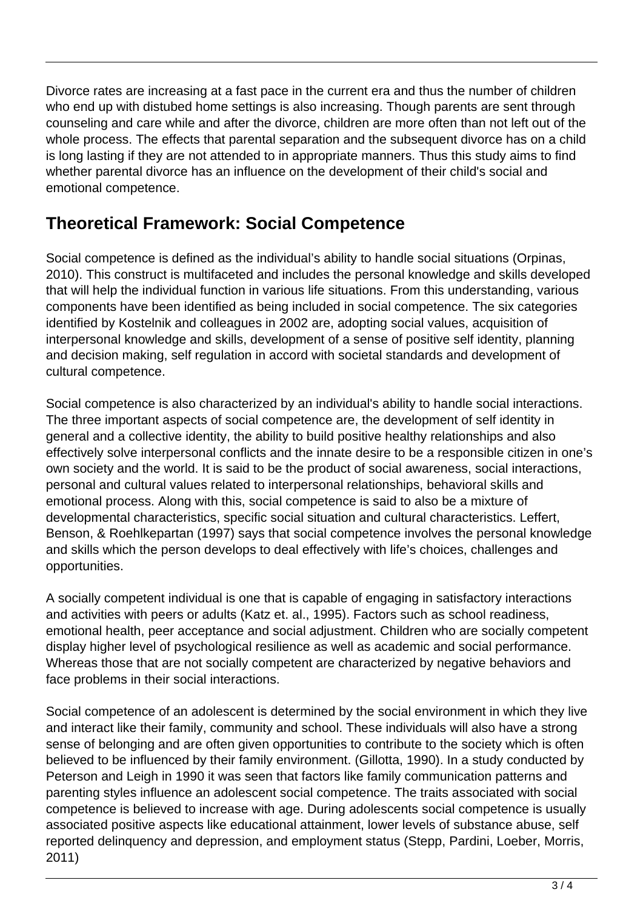Divorce rates are increasing at a fast pace in the current era and thus the number of children who end up with distubed home settings is also increasing. Though parents are sent through counseling and care while and after the divorce, children are more often than not left out of the whole process. The effects that parental separation and the subsequent divorce has on a child is long lasting if they are not attended to in appropriate manners. Thus this study aims to find whether parental divorce has an influence on the development of their child's social and emotional competence.

## Theoretical Framework: Social Competence

Social competence is defined as the individual's ability to handle social situations (Orpinas, 2010). This construct is multifaceted and includes the personal knowledge and skills developed that will help the individual function in various life situations. From this understanding, various components have been identified as being included in social competence. The six categories identified by Kostelnik and colleagues in 2002 are, adopting social values, acquisition of interpersonal knowledge and skills, development of a sense of positive self identity, planning and decision making, self regulation in accord with societal standards and development of cultural competence.

Social competence is also characterized by an individual's ability to handle social interactions. The three important aspects of social competence are, the development of self identity in general and a collective identity, the ability to build positive healthy relationships and also effectively solve interpersonal conflicts and the innate desire to be a responsible citizen in one's own society and the world. It is said to be the product of social awareness, social interactions, personal and cultural values related to interpersonal relationships, behavioral skills and emotional process. Along with this, social competence is said to also be a mixture of developmental characteristics, specific social situation and cultural characteristics. Leffert, Benson, & Roehlkepartan (1997) says that social competence involves the personal knowledge and skills which the person develops to deal effectively with life's choices, challenges and opportunities.

A socially competent individual is one that is capable of engaging in satisfactory interactions and activities with peers or adults (Katz et. al., 1995). Factors such as school readiness, emotional health, peer acceptance and social adjustment. Children who are socially competent display higher level of psychological resilience as well as academic and social performance. Whereas those that are not socially competent are characterized by negative behaviors and face problems in their social interactions.

Social competence of an adolescent is determined by the social environment in which they live and interact like their family, community and school. These individuals will also have a strong sense of belonging and are often given opportunities to contribute to the society which is often believed to be influenced by their family environment. (Gillotta, 1990). In a study conducted by Peterson and Leigh in 1990 it was seen that factors like family communication patterns and parenting styles influence an adolescent social competence. The traits associated with social competence is believed to increase with age. During adolescents social competence is usually associated positive aspects like educational attainment, lower levels of substance abuse, self reported delinquency and depression, and employment status (Stepp, Pardini, Loeber, Morris, 2011)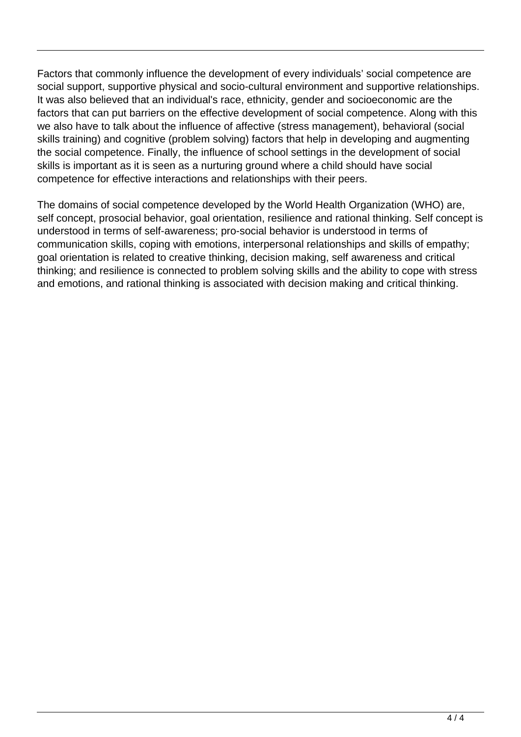Factors that commonly influence the development of every individuals' social competence are social support, supportive physical and socio-cultural environment and supportive relationships. It was also believed that an individual's race, ethnicity, gender and socioeconomic are the factors that can put barriers on the effective development of social competence. Along with this we also have to talk about the influence of affective (stress management), behavioral (social skills training) and cognitive (problem solving) factors that help in developing and augmenting the social competence. Finally, the influence of school settings in the development of social skills is important as it is seen as a nurturing ground where a child should have social competence for effective interactions and relationships with their peers.

The domains of social competence developed by the World Health Organization (WHO) are, self concept, prosocial behavior, goal orientation, resilience and rational thinking. Self concept is understood in terms of self-awareness; pro-social behavior is understood in terms of communication skills, coping with emotions, interpersonal relationships and skills of empathy; goal orientation is related to creative thinking, decision making, self awareness and critical thinking; and resilience is connected to problem solving skills and the ability to cope with stress and emotions, and rational thinking is associated with decision making and critical thinking.